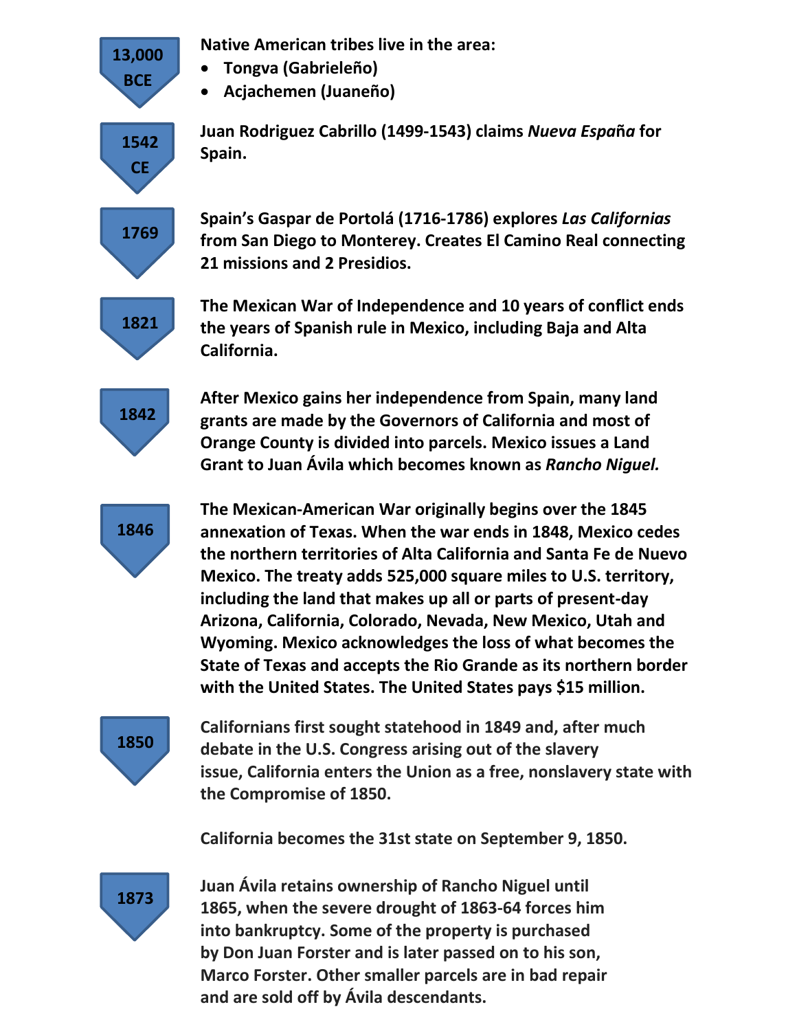**13,000 BCE**

**Native American tribes live in the area:**

- **Tongva (Gabrieleño)**
- **Acjachemen (Juaneño)**

**1542 CE**

**Juan Rodriguez Cabrillo (1499-1543) claims *Nueva España* for Spain.**

**1769**

**Spain's Gaspar de Portolá (1716-1786) explores *Las Californias* from San Diego to Monterey. Creates El Camino Real connecting 21 missions and 2 Presidios.**

**1821**

**The Mexican War of Independence and 10 years of conflict ends the years of Spanish rule in Mexico, including Baja and Alta California.**

**1842**

**After Mexico gains her independence from Spain, many land grants are made by the Governors of California and most of Orange County is divided into parcels. Mexico issues a Land Grant to Juan Ávila which becomes known as *Rancho Niguel.***

**1846**

**The Mexican-American War originally begins over the 1845 annexation of Texas. When the war ends in 1848, Mexico cedes the northern territories of Alta California and Santa Fe de Nuevo Mexico. The treaty adds 525,000 square miles to U.S. territory, including the land that makes up all or parts of present-day Arizona, California, Colorado, Nevada, New Mexico, Utah and Wyoming. Mexico acknowledges the loss of what becomes the State of Texas and accepts the Rio Grande as its northern border with the United States. The United States pays $15 million.**

**1850**

**Californians first sought statehood in 1849 and, after much debate in the U.S. Congress arising out of the slavery issue, California enters the Union as a free, nonslavery state with the Compromise of 1850.**

**California becomes the 31st state on September 9, 1850.**

**1873**

**Juan Ávila retains ownership of Rancho Niguel until 1865, when the severe drought of 1863-64 forces him into bankruptcy. Some of the property is purchased by Don Juan Forster and is later passed on to his son, Marco Forster. Other smaller parcels are in bad repair and are sold off by Ávila descendants.**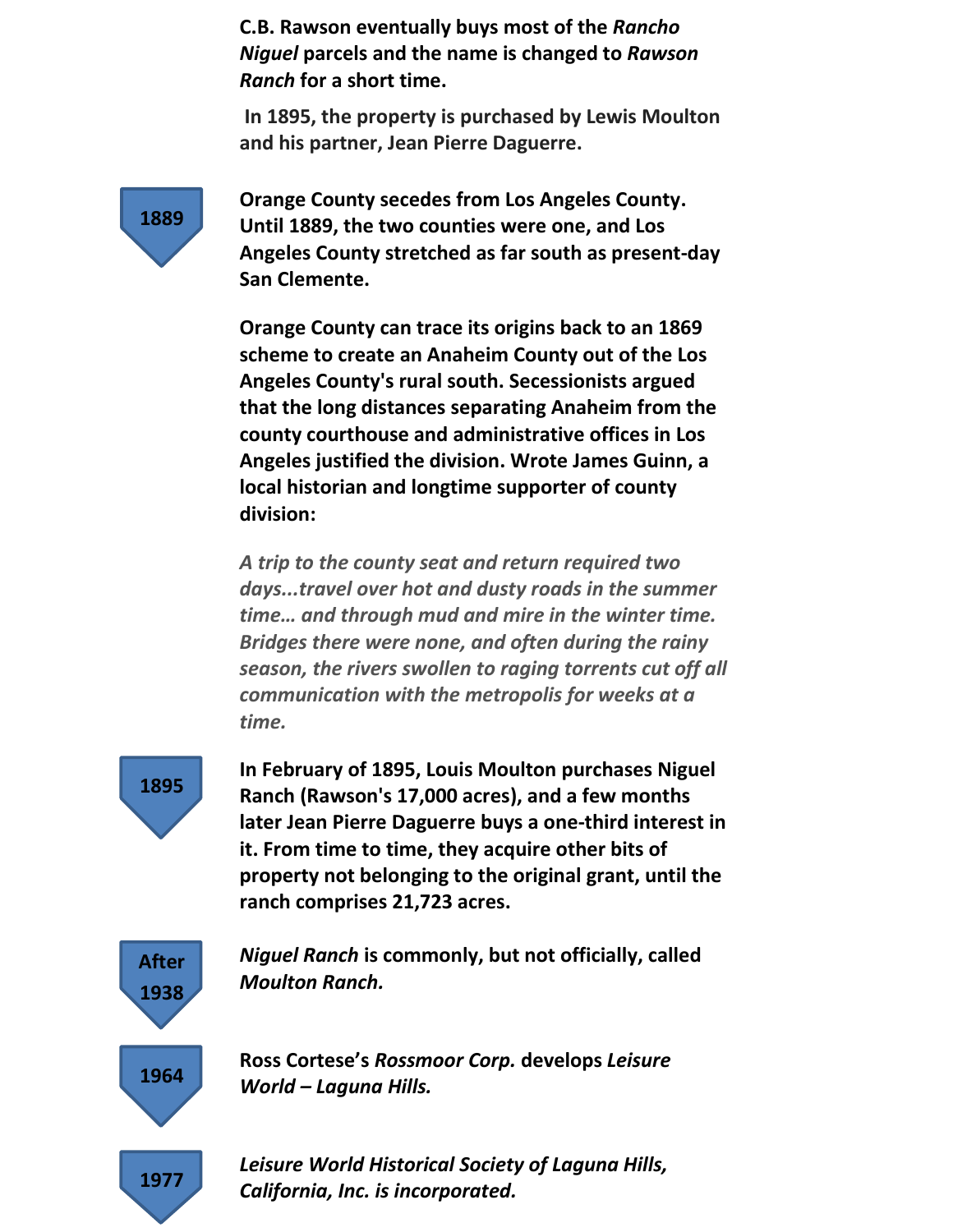**C.B. Rawson eventually buys most of the *Rancho Niguel* parcels and the name is changed to *Rawson Ranch* for a short time.**

**In 1895, the property is purchased by Lewis Moulton and his partner, Jean Pierre Daguerre.**

**1889**

**Orange County secedes from Los Angeles County. Until 1889, the two counties were one, and Los Angeles County stretched as far south as present-day San Clemente.**

**Orange County can trace its origins back to an 1869 scheme to create an Anaheim County out of the Los Angeles County's rural south. Secessionists argued that the long distances separating Anaheim from the county courthouse and administrative offices in Los Angeles justified the division. Wrote James Guinn, a local historian and longtime supporter of county division:**

***A trip to the county seat and return required two days...travel over hot and dusty roads in the summer time… and through mud and mire in the winter time. Bridges there were none, and often during the rainy season, the rivers swollen to raging torrents cut off all communication with the metropolis for weeks at a time.***

**1895**

**In February of 1895, Louis Moulton purchases Niguel Ranch (Rawson's 17,000 acres), and a few months later Jean Pierre Daguerre buys a one-third interest in it. From time to time, they acquire other bits of property not belonging to the original grant, until the ranch comprises 21,723 acres.**

**After 1938**

***Niguel Ranch* is commonly, but not officially, called *Moulton Ranch.***

**1964**

**Ross Cortese's *Rossmoor Corp.* develops *Leisure World – Laguna Hills.***

**1977**

***Leisure World Historical Society of Laguna Hills, California, Inc. is incorporated.***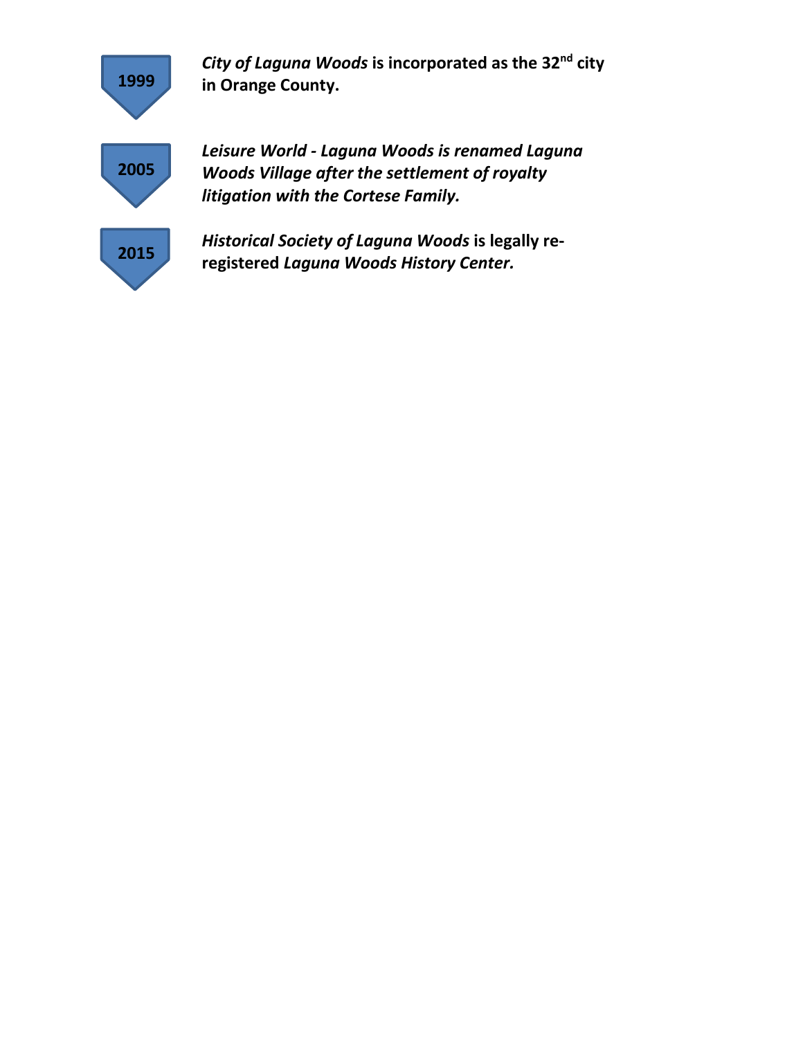**1999**

***City of Laguna Woods*** **is incorporated as the 32nd city in Orange County.**

**2005**

***Leisure World - Laguna Woods is renamed Laguna Woods Village after the settlement of royalty litigation with the Cortese Family.***

**2015**

***Historical Society of Laguna Woods*** **is legally re-registered** ***Laguna Woods History Center.***